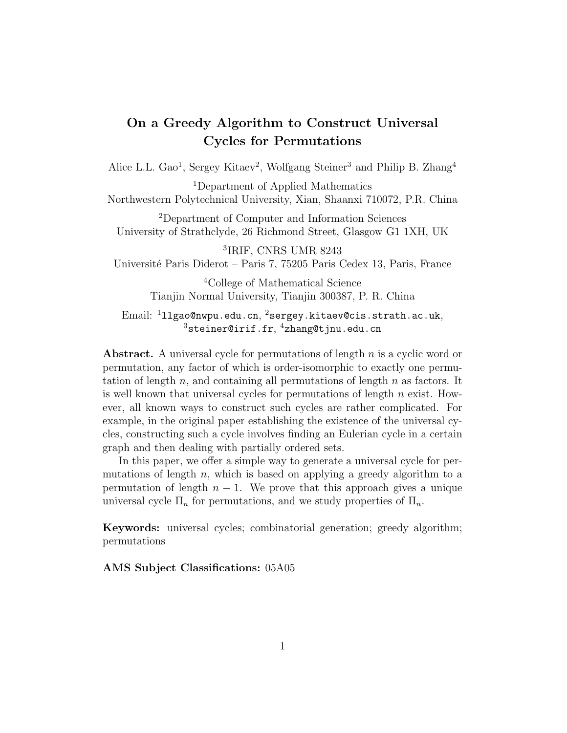# On a Greedy Algorithm to Construct Universal Cycles for Permutations

Alice L.L. Gao[1], Sergey Kitaev[2], Wolfgang Steiner[3] and Philip B. Zhang[4]

[1]Department of Applied Mathematics
Northwestern Polytechnical University, Xian, Shaanxi 710072, P.R. China

[2]Department of Computer and Information Sciences
University of Strathclyde, 26 Richmond Street, Glasgow G1 1XH, UK

[3]IRIF, CNRS UMR 8243
Université Paris Diderot – Paris 7, 75205 Paris Cedex 13, Paris, France

[4]College of Mathematical Science
Tianjin Normal University, Tianjin 300387, P. R. China

Email: [1]`llgao@nwpu.edu.cn`, [2]`sergey.kitaev@cis.strath.ac.uk`, [3]`steiner@irif.fr`, [4]`zhang@tjnu.edu.cn`

**Abstract.** A universal cycle for permutations of length $n$ is a cyclic word or permutation, any factor of which is order-isomorphic to exactly one permutation of length $n$, and containing all permutations of length $n$ as factors. It is well known that universal cycles for permutations of length $n$ exist. However, all known ways to construct such cycles are rather complicated. For example, in the original paper establishing the existence of the universal cycles, constructing such a cycle involves finding an Eulerian cycle in a certain graph and then dealing with partially ordered sets.

In this paper, we offer a simple way to generate a universal cycle for permutations of length $n$, which is based on applying a greedy algorithm to a permutation of length $n-1$. We prove that this approach gives a unique universal cycle $\Pi_n$ for permutations, and we study properties of $\Pi_n$.

**Keywords:** universal cycles; combinatorial generation; greedy algorithm; permutations

**AMS Subject Classifications:** 05A05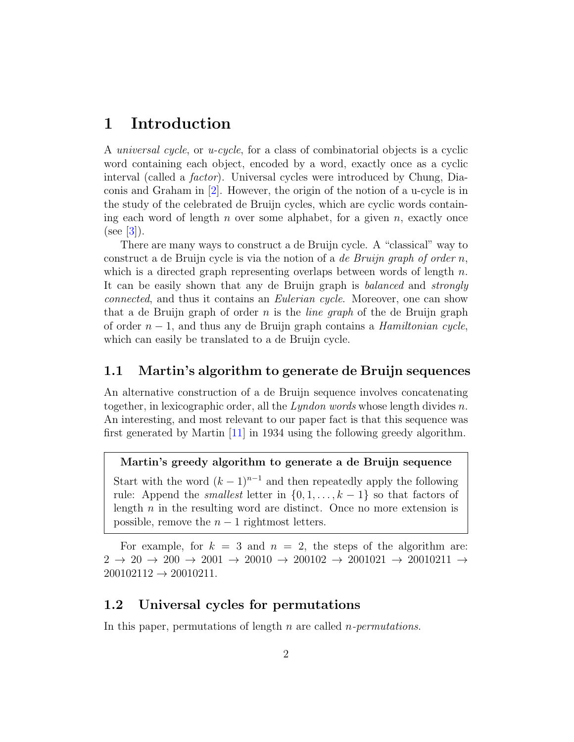# 1 Introduction

A *universal cycle*, or *u-cycle*, for a class of combinatorial objects is a cyclic word containing each object, encoded by a word, exactly once as a cyclic interval (called a *factor*). Universal cycles were introduced by Chung, Diaconis and Graham in [2]. However, the origin of the notion of a u-cycle is in the study of the celebrated de Bruijn cycles, which are cyclic words containing each word of length $n$ over some alphabet, for a given $n$, exactly once (see [3]).

There are many ways to construct a de Bruijn cycle. A "classical" way to construct a de Bruijn cycle is via the notion of a *de Bruijn graph of order* $n$, which is a directed graph representing overlaps between words of length $n$. It can be easily shown that any de Bruijn graph is *balanced* and *strongly connected*, and thus it contains an *Eulerian cycle*. Moreover, one can show that a de Bruijn graph of order $n$ is the *line graph* of the de Bruijn graph of order $n-1$, and thus any de Bruijn graph contains a *Hamiltonian cycle*, which can easily be translated to a de Bruijn cycle.

## 1.1 Martin's algorithm to generate de Bruijn sequences

An alternative construction of a de Bruijn sequence involves concatenating together, in lexicographic order, all the *Lyndon words* whose length divides $n$. An interesting, and most relevant to our paper fact is that this sequence was first generated by Martin [11] in 1934 using the following greedy algorithm.

**Martin's greedy algorithm to generate a de Bruijn sequence**

Start with the word $(k-1)^{n-1}$ and then repeatedly apply the following rule: Append the *smallest* letter in $\{0, 1, \ldots, k-1\}$ so that factors of length $n$ in the resulting word are distinct. Once no more extension is possible, remove the $n-1$ rightmost letters.

For example, for $k = 3$ and $n = 2$, the steps of the algorithm are: $2 \to 20 \to 200 \to 2001 \to 20010 \to 200102 \to 2001021 \to 20010211 \to 200102112 \to 20010211$.

## 1.2 Universal cycles for permutations

In this paper, permutations of length $n$ are called *n-permutations*.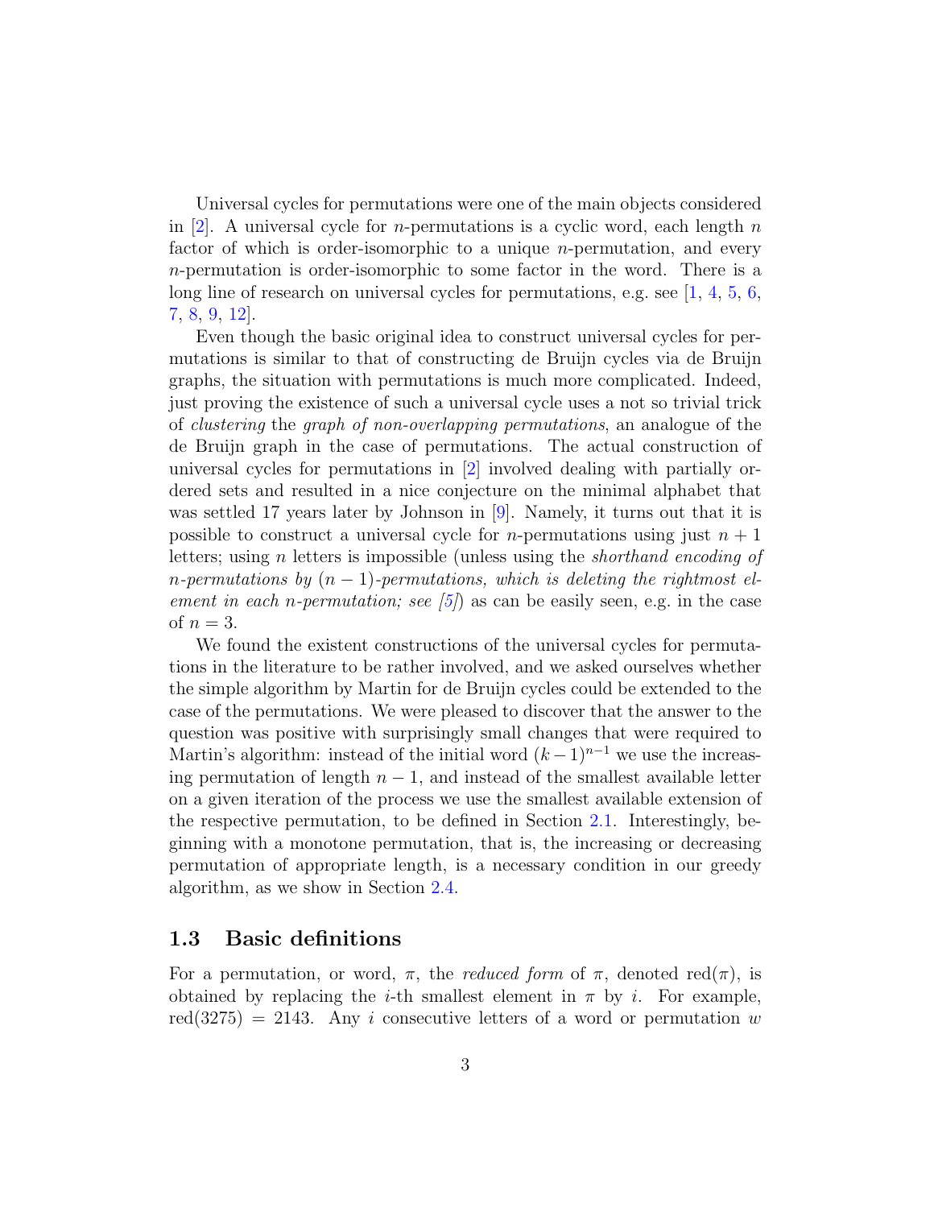Universal cycles for permutations were one of the main objects considered in [2]. A universal cycle for $n$-permutations is a cyclic word, each length $n$ factor of which is order-isomorphic to a unique $n$-permutation, and every $n$-permutation is order-isomorphic to some factor in the word. There is a long line of research on universal cycles for permutations, e.g. see [1, 4, 5, 6, 7, 8, 9, 12].

Even though the basic original idea to construct universal cycles for permutations is similar to that of constructing de Bruijn cycles via de Bruijn graphs, the situation with permutations is much more complicated. Indeed, just proving the existence of such a universal cycle uses a not so trivial trick of *clustering* the *graph of non-overlapping permutations*, an analogue of the de Bruijn graph in the case of permutations. The actual construction of universal cycles for permutations in [2] involved dealing with partially ordered sets and resulted in a nice conjecture on the minimal alphabet that was settled 17 years later by Johnson in [9]. Namely, it turns out that it is possible to construct a universal cycle for $n$-permutations using just $n+1$ letters; using $n$ letters is impossible (unless using the *shorthand encoding of $n$-permutations by $(n-1)$-permutations, which is deleting the rightmost element in each $n$-permutation; see [5]*) as can be easily seen, e.g. in the case of $n=3$.

We found the existent constructions of the universal cycles for permutations in the literature to be rather involved, and we asked ourselves whether the simple algorithm by Martin for de Bruijn cycles could be extended to the case of the permutations. We were pleased to discover that the answer to the question was positive with surprisingly small changes that were required to Martin's algorithm: instead of the initial word $(k-1)^{n-1}$ we use the increasing permutation of length $n-1$, and instead of the smallest available letter on a given iteration of the process we use the smallest available extension of the respective permutation, to be defined in Section 2.1. Interestingly, beginning with a monotone permutation, that is, the increasing or decreasing permutation of appropriate length, is a necessary condition in our greedy algorithm, as we show in Section 2.4.

### 1.3 Basic definitions

For a permutation, or word, $\pi$, the *reduced form* of $\pi$, denoted $\text{red}(\pi)$, is obtained by replacing the $i$-th smallest element in $\pi$ by $i$. For example, $\text{red}(3275) = 2143$. Any $i$ consecutive letters of a word or permutation $w$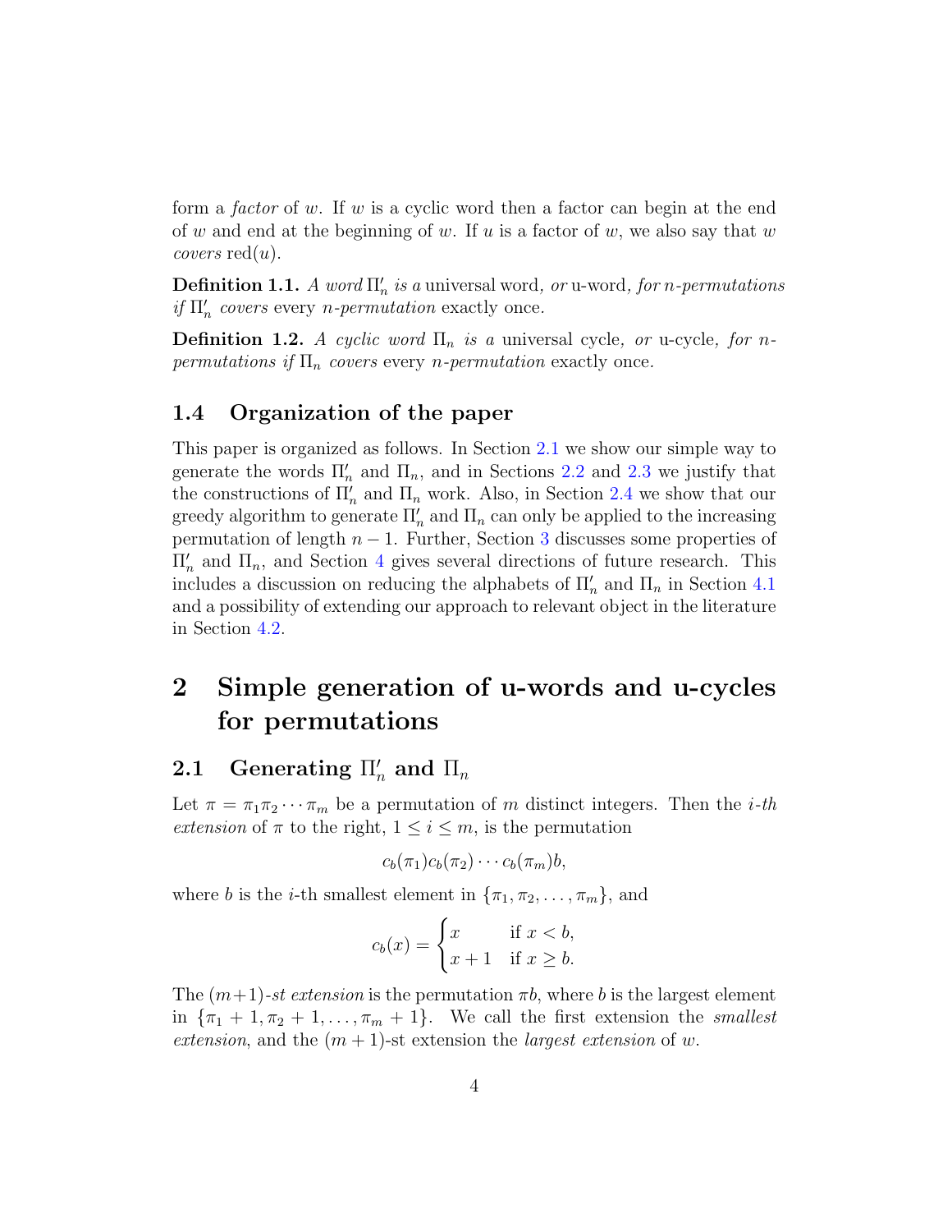form a *factor* of $w$. If $w$ is a cyclic word then a factor can begin at the end of $w$ and end at the beginning of $w$. If $u$ is a factor of $w$, we also say that $w$ *covers* $\mathrm{red}(u)$.

**Definition 1.1.** *A word $\Pi'_n$ is a* universal word*, or* u-word*, for $n$-permutations if $\Pi'_n$ covers* every *$n$-permutation* exactly once.

**Definition 1.2.** *A cyclic word $\Pi_n$ is a* universal cycle*, or* u-cycle*, for $n$-permutations if $\Pi_n$ covers* every *$n$-permutation* exactly once.

### 1.4 Organization of the paper

This paper is organized as follows. In Section 2.1 we show our simple way to generate the words $\Pi'_n$ and $\Pi_n$, and in Sections 2.2 and 2.3 we justify that the constructions of $\Pi'_n$ and $\Pi_n$ work. Also, in Section 2.4 we show that our greedy algorithm to generate $\Pi'_n$ and $\Pi_n$ can only be applied to the increasing permutation of length $n-1$. Further, Section 3 discusses some properties of $\Pi'_n$ and $\Pi_n$, and Section 4 gives several directions of future research. This includes a discussion on reducing the alphabets of $\Pi'_n$ and $\Pi_n$ in Section 4.1 and a possibility of extending our approach to relevant object in the literature in Section 4.2.

# 2 Simple generation of u-words and u-cycles for permutations

## 2.1 Generating $\Pi'_n$ and $\Pi_n$

Let $\pi = \pi_1\pi_2\cdots\pi_m$ be a permutation of $m$ distinct integers. Then the *$i$-th extension* of $\pi$ to the right, $1 \leq i \leq m$, is the permutation

$$c_b(\pi_1)c_b(\pi_2)\cdots c_b(\pi_m)b,$$

where $b$ is the $i$-th smallest element in $\{\pi_1, \pi_2, \ldots, \pi_m\}$, and

$$c_b(x) = \begin{cases} x & \text{if } x < b, \\ x+1 & \text{if } x \geq b. \end{cases}$$

The *$(m+1)$-st extension* is the permutation $\pi b$, where $b$ is the largest element in $\{\pi_1+1, \pi_2+1, \ldots, \pi_m+1\}$. We call the first extension the *smallest extension*, and the $(m+1)$-st extension the *largest extension* of $w$.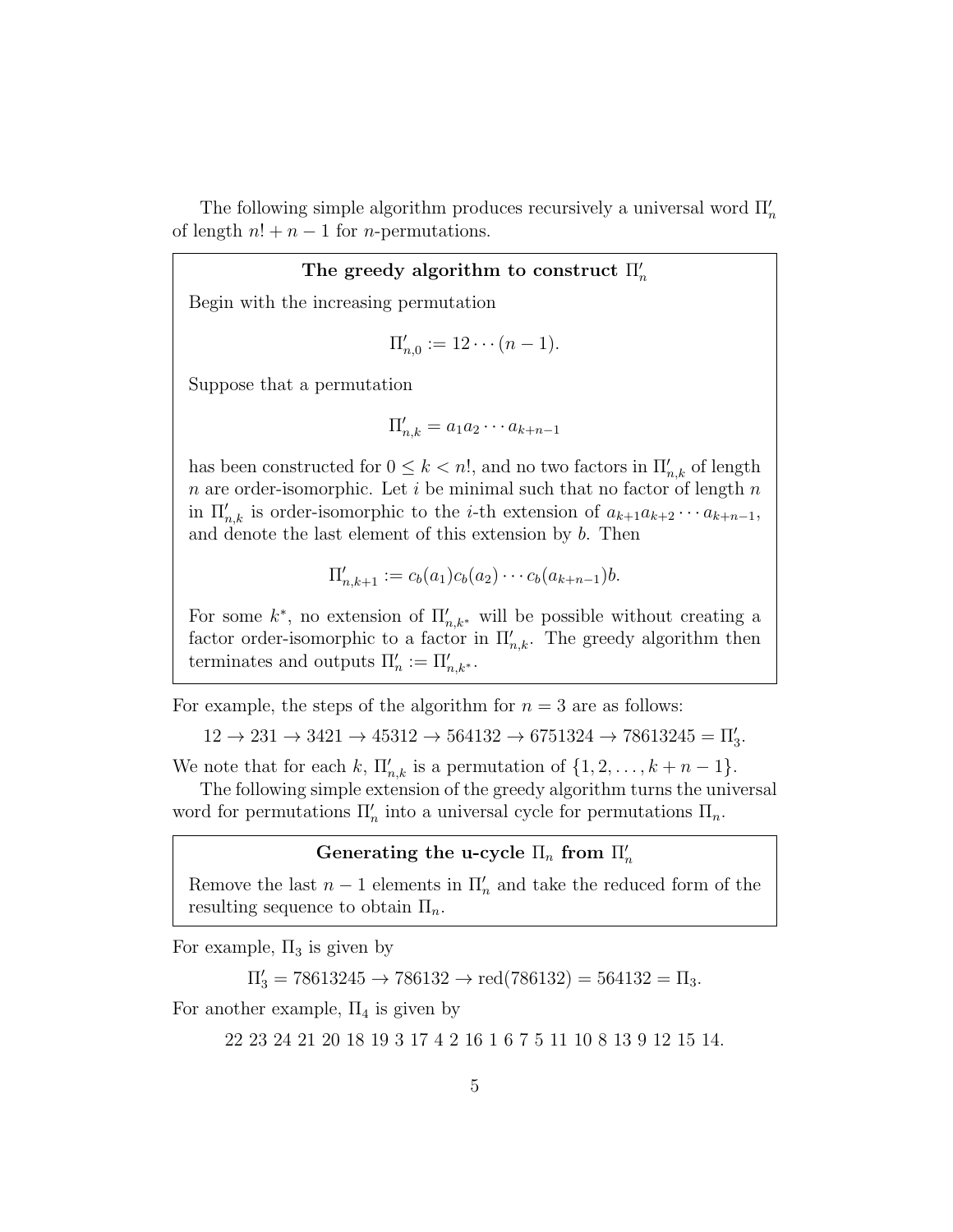The following simple algorithm produces recursively a universal word $\Pi'_n$ of length $n! + n - 1$ for $n$-permutations.

> **The greedy algorithm to construct $\Pi'_n$**
>
> Begin with the increasing permutation
>
> $$\Pi'_{n,0} := 12\cdots(n-1).$$
>
> Suppose that a permutation
>
> $$\Pi'_{n,k} = a_1 a_2 \cdots a_{k+n-1}$$
>
> has been constructed for $0 \leq k < n!$, and no two factors in $\Pi'_{n,k}$ of length $n$ are order-isomorphic. Let $i$ be minimal such that no factor of length $n$ in $\Pi'_{n,k}$ is order-isomorphic to the $i$-th extension of $a_{k+1}a_{k+2}\cdots a_{k+n-1}$, and denote the last element of this extension by $b$. Then
>
> $$\Pi'_{n,k+1} := c_b(a_1)c_b(a_2)\cdots c_b(a_{k+n-1})b.$$
>
> For some $k^*$, no extension of $\Pi'_{n,k^*}$ will be possible without creating a factor order-isomorphic to a factor in $\Pi'_{n,k}$. The greedy algorithm then terminates and outputs $\Pi'_n := \Pi'_{n,k^*}$.

For example, the steps of the algorithm for $n = 3$ are as follows:

$$12 \to 231 \to 3421 \to 45312 \to 564132 \to 6751324 \to 78613245 = \Pi'_3.$$

We note that for each $k$, $\Pi'_{n,k}$ is a permutation of $\{1, 2, \ldots, k+n-1\}$.

The following simple extension of the greedy algorithm turns the universal word for permutations $\Pi'_n$ into a universal cycle for permutations $\Pi_n$.

> **Generating the u-cycle $\Pi_n$ from $\Pi'_n$**
>
> Remove the last $n-1$ elements in $\Pi'_n$ and take the reduced form of the resulting sequence to obtain $\Pi_n$.

For example, $\Pi_3$ is given by

$$\Pi'_3 = 78613245 \to 786132 \to \text{red}(786132) = 564132 = \Pi_3.$$

For another example, $\Pi_4$ is given by

$$22\ 23\ 24\ 21\ 20\ 18\ 19\ 3\ 17\ 4\ 2\ 16\ 1\ 6\ 7\ 5\ 11\ 10\ 8\ 13\ 9\ 12\ 15\ 14.$$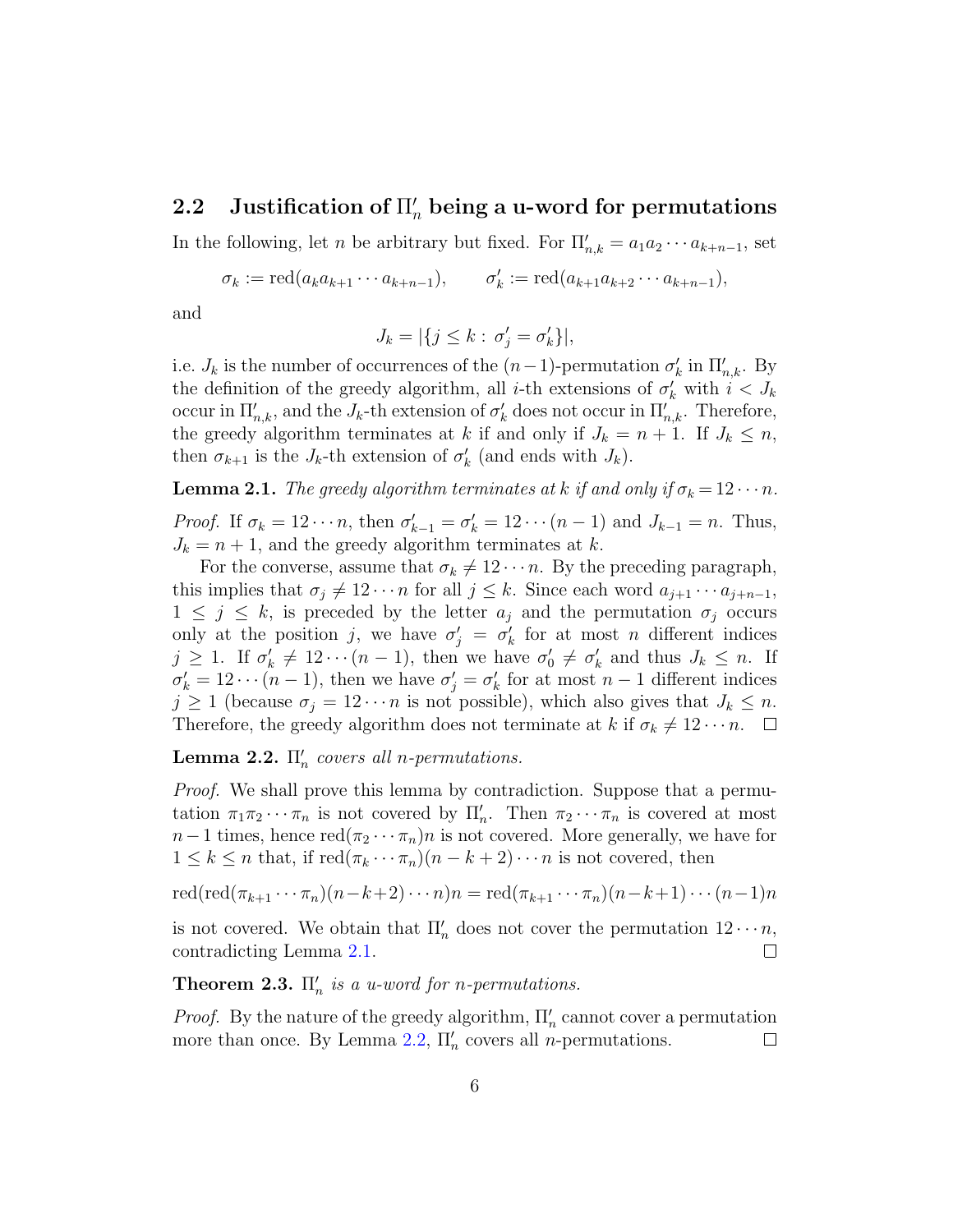## 2.2 Justification of $\Pi'_n$ being a u-word for permutations

In the following, let $n$ be arbitrary but fixed. For $\Pi'_{n,k} = a_1 a_2 \cdots a_{k+n-1}$, set

$$\sigma_k := \operatorname{red}(a_k a_{k+1} \cdots a_{k+n-1}), \qquad \sigma'_k := \operatorname{red}(a_{k+1} a_{k+2} \cdots a_{k+n-1}),$$

and

$$J_k = |\{j \leq k : \sigma'_j = \sigma'_k\}|,$$

i.e. $J_k$ is the number of occurrences of the $(n-1)$-permutation $\sigma'_k$ in $\Pi'_{n,k}$. By the definition of the greedy algorithm, all $i$-th extensions of $\sigma'_k$ with $i < J_k$ occur in $\Pi'_{n,k}$, and the $J_k$-th extension of $\sigma'_k$ does not occur in $\Pi'_{n,k}$. Therefore, the greedy algorithm terminates at $k$ if and only if $J_k = n+1$. If $J_k \leq n$, then $\sigma_{k+1}$ is the $J_k$-th extension of $\sigma'_k$ (and ends with $J_k$).

**Lemma 2.1.** *The greedy algorithm terminates at $k$ if and only if $\sigma_k = 12\cdots n$.*

*Proof.* If $\sigma_k = 12\cdots n$, then $\sigma'_{k-1} = \sigma'_k = 12\cdots(n-1)$ and $J_{k-1} = n$. Thus, $J_k = n+1$, and the greedy algorithm terminates at $k$.

For the converse, assume that $\sigma_k \neq 12\cdots n$. By the preceding paragraph, this implies that $\sigma_j \neq 12\cdots n$ for all $j \leq k$. Since each word $a_{j+1}\cdots a_{j+n-1}$, $1 \leq j \leq k$, is preceded by the letter $a_j$ and the permutation $\sigma_j$ occurs only at the position $j$, we have $\sigma'_j = \sigma'_k$ for at most $n$ different indices $j \geq 1$. If $\sigma'_k \neq 12\cdots(n-1)$, then we have $\sigma'_0 \neq \sigma'_k$ and thus $J_k \leq n$. If $\sigma'_k = 12\cdots(n-1)$, then we have $\sigma'_j = \sigma'_k$ for at most $n-1$ different indices $j \geq 1$ (because $\sigma_j = 12\cdots n$ is not possible), which also gives that $J_k \leq n$. Therefore, the greedy algorithm does not terminate at $k$ if $\sigma_k \neq 12\cdots n$. □

**Lemma 2.2.** *$\Pi'_n$ covers all $n$-permutations.*

*Proof.* We shall prove this lemma by contradiction. Suppose that a permutation $\pi_1\pi_2\cdots\pi_n$ is not covered by $\Pi'_n$. Then $\pi_2\cdots\pi_n$ is covered at most $n-1$ times, hence $\operatorname{red}(\pi_2\cdots\pi_n)n$ is not covered. More generally, we have for $1 \leq k \leq n$ that, if $\operatorname{red}(\pi_k\cdots\pi_n)(n-k+2)\cdots n$ is not covered, then

$$\operatorname{red}(\operatorname{red}(\pi_{k+1}\cdots\pi_n)(n-k+2)\cdots n)n = \operatorname{red}(\pi_{k+1}\cdots\pi_n)(n-k+1)\cdots(n-1)n$$

is not covered. We obtain that $\Pi'_n$ does not cover the permutation $12\cdots n$, contradicting Lemma 2.1. □

**Theorem 2.3.** *$\Pi'_n$ is a u-word for $n$-permutations.*

*Proof.* By the nature of the greedy algorithm, $\Pi'_n$ cannot cover a permutation more than once. By Lemma 2.2, $\Pi'_n$ covers all $n$-permutations. □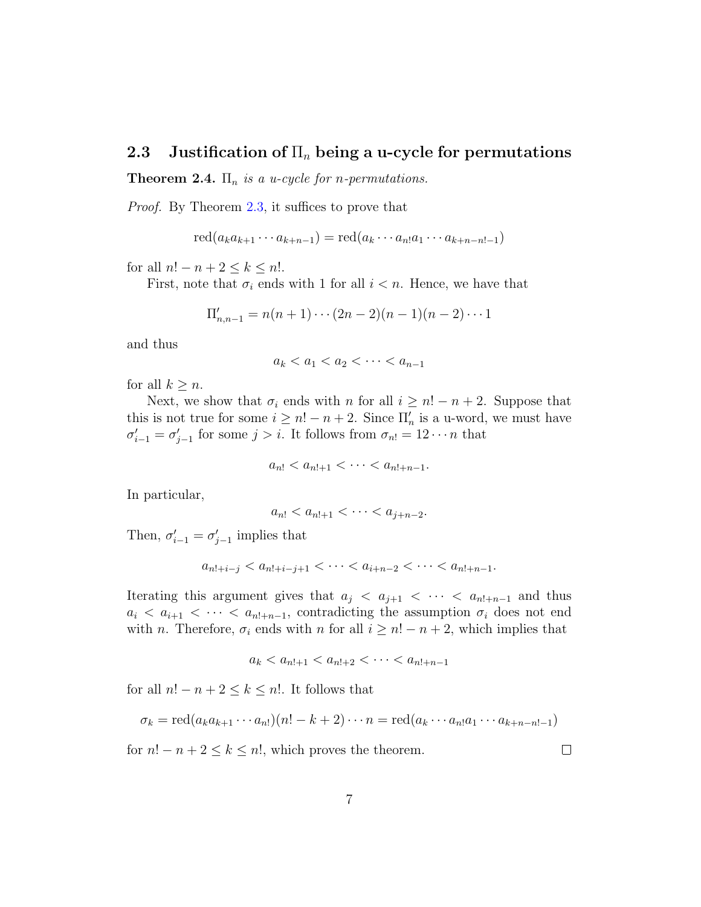### 2.3 Justification of $\Pi_n$ being a u-cycle for permutations

**Theorem 2.4.** *$\Pi_n$ is a u-cycle for n-permutations.*

*Proof.* By Theorem 2.3, it suffices to prove that

$$\operatorname{red}(a_k a_{k+1} \cdots a_{k+n-1}) = \operatorname{red}(a_k \cdots a_{n!} a_1 \cdots a_{k+n-n!-1})$$

for all $n! - n + 2 \leq k \leq n!$.

First, note that $\sigma_i$ ends with 1 for all $i < n$. Hence, we have that

$$\Pi'_{n,n-1} = n(n+1)\cdots(2n-2)(n-1)(n-2)\cdots 1$$

and thus

$$a_k < a_1 < a_2 < \cdots < a_{n-1}$$

for all $k \geq n$.

Next, we show that $\sigma_i$ ends with $n$ for all $i \geq n! - n + 2$. Suppose that this is not true for some $i \geq n! - n + 2$. Since $\Pi'_n$ is a u-word, we must have $\sigma'_{i-1} = \sigma'_{j-1}$ for some $j > i$. It follows from $\sigma_{n!} = 12\cdots n$ that

$$a_{n!} < a_{n!+1} < \cdots < a_{n!+n-1}.$$

In particular,

$$a_{n!} < a_{n!+1} < \cdots < a_{j+n-2}.$$

Then, $\sigma'_{i-1} = \sigma'_{j-1}$ implies that

$$a_{n!+i-j} < a_{n!+i-j+1} < \cdots < a_{i+n-2} < \cdots < a_{n!+n-1}.$$

Iterating this argument gives that $a_j < a_{j+1} < \cdots < a_{n!+n-1}$ and thus $a_i < a_{i+1} < \cdots < a_{n!+n-1}$, contradicting the assumption $\sigma_i$ does not end with $n$. Therefore, $\sigma_i$ ends with $n$ for all $i \geq n! - n + 2$, which implies that

$$a_k < a_{n!+1} < a_{n!+2} < \cdots < a_{n!+n-1}$$

for all $n! - n + 2 \leq k \leq n!$. It follows that

$$\sigma_k = \operatorname{red}(a_k a_{k+1} \cdots a_{n!})(n! - k + 2) \cdots n = \operatorname{red}(a_k \cdots a_{n!} a_1 \cdots a_{k+n-n!-1})$$

for $n! - n + 2 \leq k \leq n!$, which proves the theorem. $\square$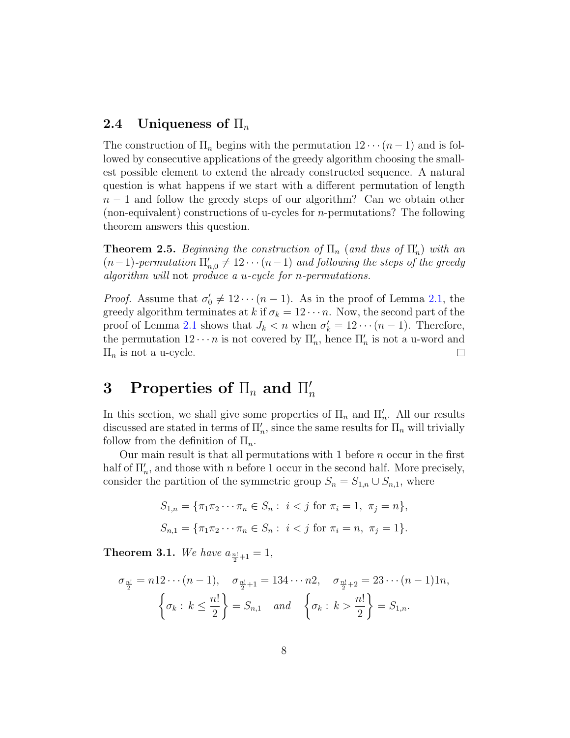### 2.4 Uniqueness of $\Pi_n$

The construction of $\Pi_n$ begins with the permutation $12\cdots(n-1)$ and is followed by consecutive applications of the greedy algorithm choosing the smallest possible element to extend the already constructed sequence. A natural question is what happens if we start with a different permutation of length $n-1$ and follow the greedy steps of our algorithm? Can we obtain other (non-equivalent) constructions of u-cycles for $n$-permutations? The following theorem answers this question.

**Theorem 2.5.** *Beginning the construction of $\Pi_n$ (and thus of $\Pi_n'$) with an $(n-1)$-permutation $\Pi_{n,0}' \neq 12\cdots(n-1)$ and following the steps of the greedy algorithm will* not *produce a u-cycle for $n$-permutations.*

*Proof.* Assume that $\sigma_0' \neq 12\cdots(n-1)$. As in the proof of Lemma 2.1, the greedy algorithm terminates at $k$ if $\sigma_k = 12\cdots n$. Now, the second part of the proof of Lemma 2.1 shows that $J_k < n$ when $\sigma_k' = 12\cdots(n-1)$. Therefore, the permutation $12\cdots n$ is not covered by $\Pi_n'$, hence $\Pi_n'$ is not a u-word and $\Pi_n$ is not a u-cycle. □

# 3 Properties of $\Pi_n$ and $\Pi_n'$

In this section, we shall give some properties of $\Pi_n$ and $\Pi_n'$. All our results discussed are stated in terms of $\Pi_n'$, since the same results for $\Pi_n$ will trivially follow from the definition of $\Pi_n$.

Our main result is that all permutations with 1 before $n$ occur in the first half of $\Pi_n'$, and those with $n$ before 1 occur in the second half. More precisely, consider the partition of the symmetric group $S_n = S_{1,n} \cup S_{n,1}$, where

$$S_{1,n} = \{\pi_1\pi_2\cdots\pi_n \in S_n : \ i < j \text{ for } \pi_i = 1,\ \pi_j = n\},$$

$$S_{n,1} = \{\pi_1\pi_2\cdots\pi_n \in S_n : \ i < j \text{ for } \pi_i = n,\ \pi_j = 1\}.$$

**Theorem 3.1.** *We have $a_{\frac{n!}{2}+1} = 1$,*

$$\sigma_{\frac{n!}{2}} = n12\cdots(n-1), \quad \sigma_{\frac{n!}{2}+1} = 134\cdots n2, \quad \sigma_{\frac{n!}{2}+2} = 23\cdots(n-1)1n,$$

$$\left\{\sigma_k : \ k \leq \frac{n!}{2}\right\} = S_{n,1} \quad \textit{and} \quad \left\{\sigma_k : \ k > \frac{n!}{2}\right\} = S_{1,n}.$$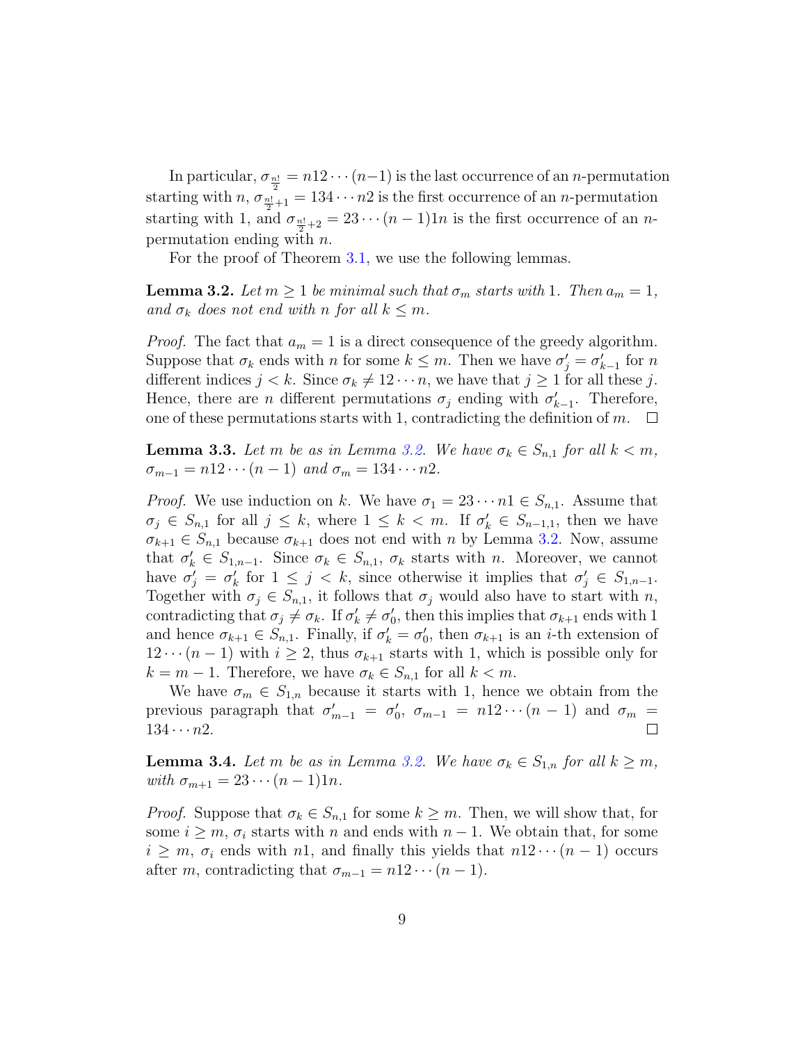In particular, $\sigma_{\frac{n!}{2}} = n12\cdots(n-1)$ is the last occurrence of an $n$-permutation starting with $n$, $\sigma_{\frac{n!}{2}+1} = 134\cdots n2$ is the first occurrence of an $n$-permutation starting with 1, and $\sigma_{\frac{n!}{2}+2} = 23\cdots(n-1)1n$ is the first occurrence of an $n$-permutation ending with $n$.

For the proof of Theorem 3.1, we use the following lemmas.

**Lemma 3.2.** *Let $m \geq 1$ be minimal such that $\sigma_m$ starts with 1. Then $a_m = 1$, and $\sigma_k$ does not end with $n$ for all $k \leq m$.*

*Proof.* The fact that $a_m = 1$ is a direct consequence of the greedy algorithm. Suppose that $\sigma_k$ ends with $n$ for some $k \leq m$. Then we have $\sigma'_j = \sigma'_{k-1}$ for $n$ different indices $j < k$. Since $\sigma_k \neq 12\cdots n$, we have that $j \geq 1$ for all these $j$. Hence, there are $n$ different permutations $\sigma_j$ ending with $\sigma'_{k-1}$. Therefore, one of these permutations starts with 1, contradicting the definition of $m$. $\square$

**Lemma 3.3.** *Let $m$ be as in Lemma 3.2. We have $\sigma_k \in S_{n,1}$ for all $k < m$, $\sigma_{m-1} = n12\cdots(n-1)$ and $\sigma_m = 134\cdots n2$.*

*Proof.* We use induction on $k$. We have $\sigma_1 = 23\cdots n1 \in S_{n,1}$. Assume that $\sigma_j \in S_{n,1}$ for all $j \leq k$, where $1 \leq k < m$. If $\sigma'_k \in S_{n-1,1}$, then we have $\sigma_{k+1} \in S_{n,1}$ because $\sigma_{k+1}$ does not end with $n$ by Lemma 3.2. Now, assume that $\sigma'_k \in S_{1,n-1}$. Since $\sigma_k \in S_{n,1}$, $\sigma_k$ starts with $n$. Moreover, we cannot have $\sigma'_j = \sigma'_k$ for $1 \leq j < k$, since otherwise it implies that $\sigma'_j \in S_{1,n-1}$. Together with $\sigma_j \in S_{n,1}$, it follows that $\sigma_j$ would also have to start with $n$, contradicting that $\sigma_j \neq \sigma_k$. If $\sigma'_k \neq \sigma'_0$, then this implies that $\sigma_{k+1}$ ends with 1 and hence $\sigma_{k+1} \in S_{n,1}$. Finally, if $\sigma'_k = \sigma'_0$, then $\sigma_{k+1}$ is an $i$-th extension of $12\cdots(n-1)$ with $i \geq 2$, thus $\sigma_{k+1}$ starts with 1, which is possible only for $k = m-1$. Therefore, we have $\sigma_k \in S_{n,1}$ for all $k < m$.

We have $\sigma_m \in S_{1,n}$ because it starts with 1, hence we obtain from the previous paragraph that $\sigma'_{m-1} = \sigma'_0$, $\sigma_{m-1} = n12\cdots(n-1)$ and $\sigma_m = 134\cdots n2$. $\square$

**Lemma 3.4.** *Let $m$ be as in Lemma 3.2. We have $\sigma_k \in S_{1,n}$ for all $k \geq m$, with $\sigma_{m+1} = 23\cdots(n-1)1n$.*

*Proof.* Suppose that $\sigma_k \in S_{n,1}$ for some $k \geq m$. Then, we will show that, for some $i \geq m$, $\sigma_i$ starts with $n$ and ends with $n-1$. We obtain that, for some $i \geq m$, $\sigma_i$ ends with $n1$, and finally this yields that $n12\cdots(n-1)$ occurs after $m$, contradicting that $\sigma_{m-1} = n12\cdots(n-1)$.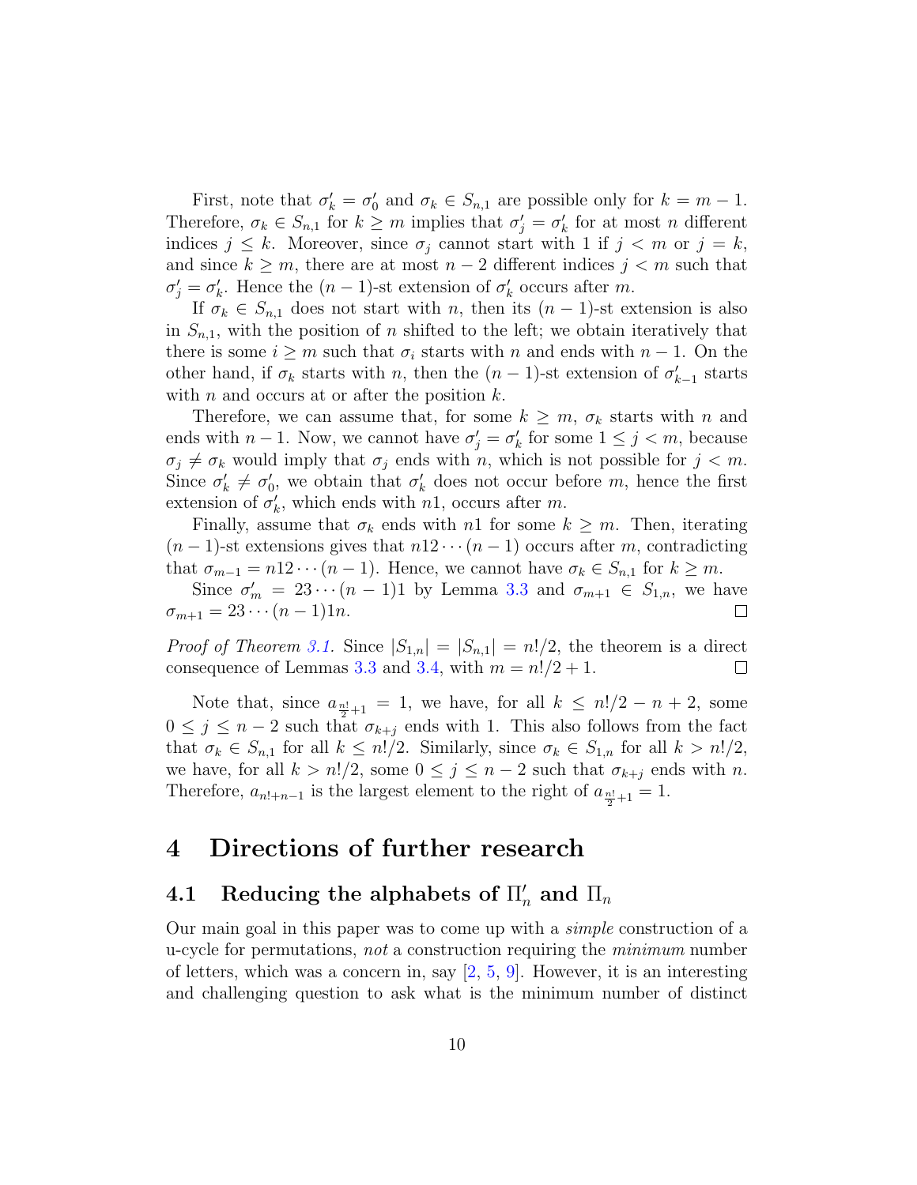First, note that $\sigma'_k = \sigma'_0$ and $\sigma_k \in S_{n,1}$ are possible only for $k = m-1$. Therefore, $\sigma_k \in S_{n,1}$ for $k \geq m$ implies that $\sigma'_j = \sigma'_k$ for at most $n$ different indices $j \leq k$. Moreover, since $\sigma_j$ cannot start with 1 if $j < m$ or $j = k$, and since $k \geq m$, there are at most $n-2$ different indices $j < m$ such that $\sigma'_j = \sigma'_k$. Hence the $(n-1)$-st extension of $\sigma'_k$ occurs after $m$.

If $\sigma_k \in S_{n,1}$ does not start with $n$, then its $(n-1)$-st extension is also in $S_{n,1}$, with the position of $n$ shifted to the left; we obtain iteratively that there is some $i \geq m$ such that $\sigma_i$ starts with $n$ and ends with $n-1$. On the other hand, if $\sigma_k$ starts with $n$, then the $(n-1)$-st extension of $\sigma'_{k-1}$ starts with $n$ and occurs at or after the position $k$.

Therefore, we can assume that, for some $k \geq m$, $\sigma_k$ starts with $n$ and ends with $n-1$. Now, we cannot have $\sigma'_j = \sigma'_k$ for some $1 \leq j < m$, because $\sigma_j \neq \sigma_k$ would imply that $\sigma_j$ ends with $n$, which is not possible for $j < m$. Since $\sigma'_k \neq \sigma'_0$, we obtain that $\sigma'_k$ does not occur before $m$, hence the first extension of $\sigma'_k$, which ends with $n1$, occurs after $m$.

Finally, assume that $\sigma_k$ ends with $n1$ for some $k \geq m$. Then, iterating $(n-1)$-st extensions gives that $n12\cdots(n-1)$ occurs after $m$, contradicting that $\sigma_{m-1} = n12\cdots(n-1)$. Hence, we cannot have $\sigma_k \in S_{n,1}$ for $k \geq m$.

Since $\sigma'_m = 23\cdots(n-1)1$ by Lemma 3.3 and $\sigma_{m+1} \in S_{1,n}$, we have $\sigma_{m+1} = 23\cdots(n-1)1n$. ☐

*Proof of Theorem 3.1.* Since $|S_{1,n}| = |S_{n,1}| = n!/2$, the theorem is a direct consequence of Lemmas 3.3 and 3.4, with $m = n!/2 + 1$. ☐

Note that, since $a_{\frac{n!}{2}+1} = 1$, we have, for all $k \leq n!/2 - n + 2$, some $0 \leq j \leq n-2$ such that $\sigma_{k+j}$ ends with 1. This also follows from the fact that $\sigma_k \in S_{n,1}$ for all $k \leq n!/2$. Similarly, since $\sigma_k \in S_{1,n}$ for all $k > n!/2$, we have, for all $k > n!/2$, some $0 \leq j \leq n-2$ such that $\sigma_{k+j}$ ends with $n$. Therefore, $a_{n!+n-1}$ is the largest element to the right of $a_{\frac{n!}{2}+1} = 1$.

# 4 Directions of further research

## 4.1 Reducing the alphabets of $\Pi'_n$ and $\Pi_n$

Our main goal in this paper was to come up with a *simple* construction of a u-cycle for permutations, *not* a construction requiring the *minimum* number of letters, which was a concern in, say [2, 5, 9]. However, it is an interesting and challenging question to ask what is the minimum number of distinct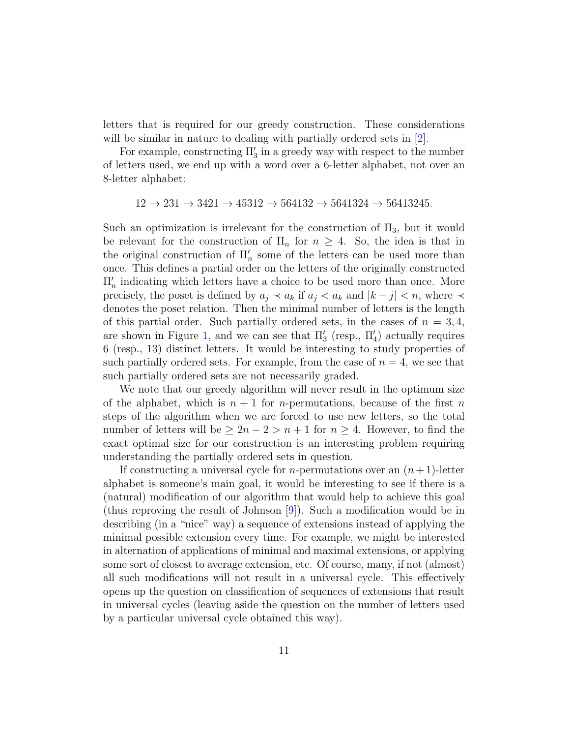letters that is required for our greedy construction. These considerations will be similar in nature to dealing with partially ordered sets in [2].

For example, constructing $\Pi'_3$ in a greedy way with respect to the number of letters used, we end up with a word over a 6-letter alphabet, not over an 8-letter alphabet:

$$12 \to 231 \to 3421 \to 45312 \to 564132 \to 5641324 \to 56413245.$$

Such an optimization is irrelevant for the construction of $\Pi_3$, but it would be relevant for the construction of $\Pi_n$ for $n \geq 4$. So, the idea is that in the original construction of $\Pi'_n$ some of the letters can be used more than once. This defines a partial order on the letters of the originally constructed $\Pi'_n$ indicating which letters have a choice to be used more than once. More precisely, the poset is defined by $a_j \prec a_k$ if $a_j < a_k$ and $|k-j| < n$, where $\prec$ denotes the poset relation. Then the minimal number of letters is the length of this partial order. Such partially ordered sets, in the cases of $n = 3, 4$, are shown in Figure 1, and we can see that $\Pi'_3$ (resp., $\Pi'_4$) actually requires 6 (resp., 13) distinct letters. It would be interesting to study properties of such partially ordered sets. For example, from the case of $n = 4$, we see that such partially ordered sets are not necessarily graded.

We note that our greedy algorithm will never result in the optimum size of the alphabet, which is $n+1$ for $n$-permutations, because of the first $n$ steps of the algorithm when we are forced to use new letters, so the total number of letters will be $\geq 2n-2 > n+1$ for $n \geq 4$. However, to find the exact optimal size for our construction is an interesting problem requiring understanding the partially ordered sets in question.

If constructing a universal cycle for $n$-permutations over an $(n+1)$-letter alphabet is someone's main goal, it would be interesting to see if there is a (natural) modification of our algorithm that would help to achieve this goal (thus reproving the result of Johnson [9]). Such a modification would be in describing (in a "nice" way) a sequence of extensions instead of applying the minimal possible extension every time. For example, we might be interested in alternation of applications of minimal and maximal extensions, or applying some sort of closest to average extension, etc. Of course, many, if not (almost) all such modifications will not result in a universal cycle. This effectively opens up the question on classification of sequences of extensions that result in universal cycles (leaving aside the question on the number of letters used by a particular universal cycle obtained this way).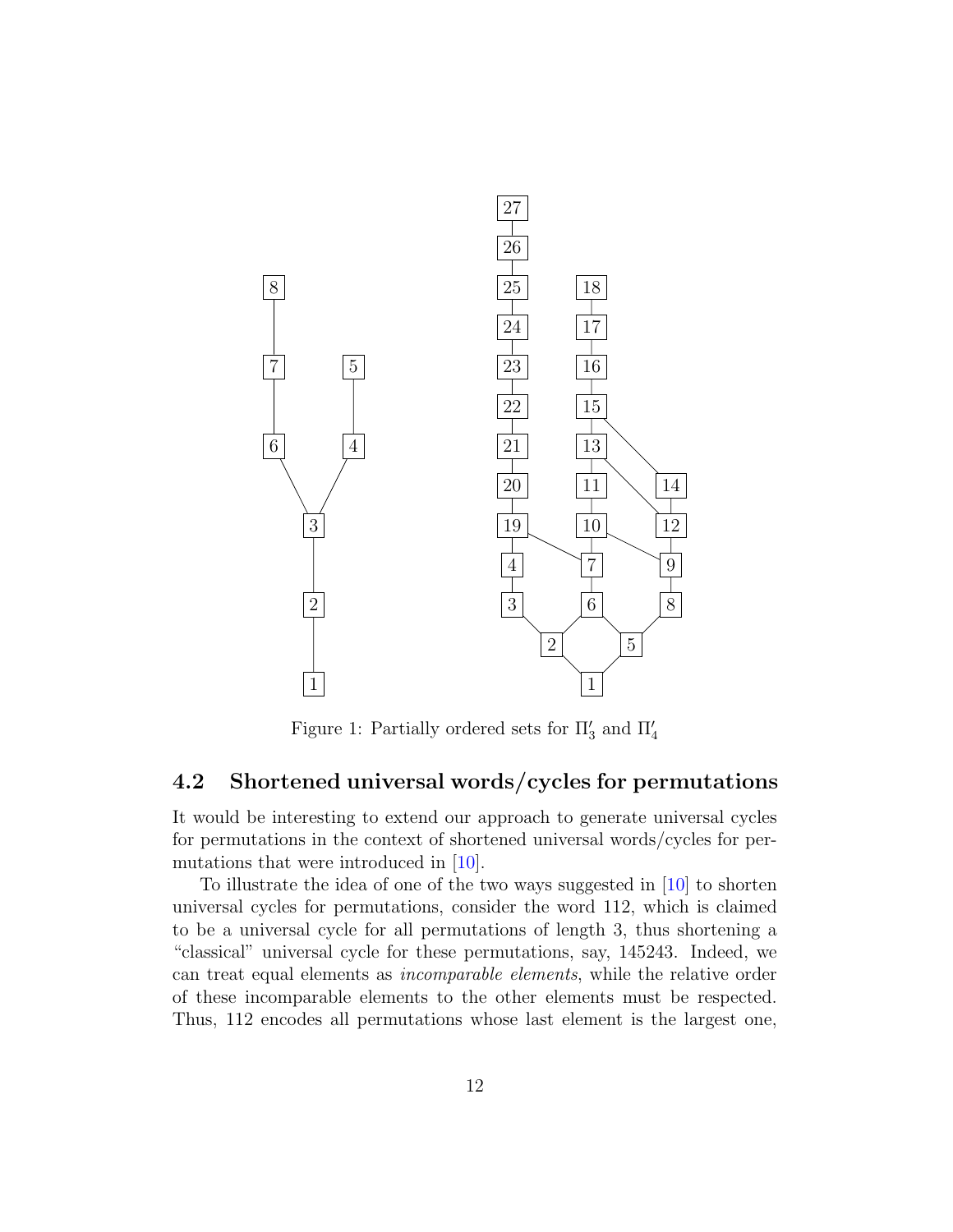Figure 1: Partially ordered sets for $\Pi'_3$ and $\Pi'_4$

## 4.2 Shortened universal words/cycles for permutations

It would be interesting to extend our approach to generate universal cycles for permutations in the context of shortened universal words/cycles for permutations that were introduced in [10].

To illustrate the idea of one of the two ways suggested in [10] to shorten universal cycles for permutations, consider the word 112, which is claimed to be a universal cycle for all permutations of length 3, thus shortening a "classical" universal cycle for these permutations, say, 145243. Indeed, we can treat equal elements as *incomparable elements*, while the relative order of these incomparable elements to the other elements must be respected. Thus, 112 encodes all permutations whose last element is the largest one,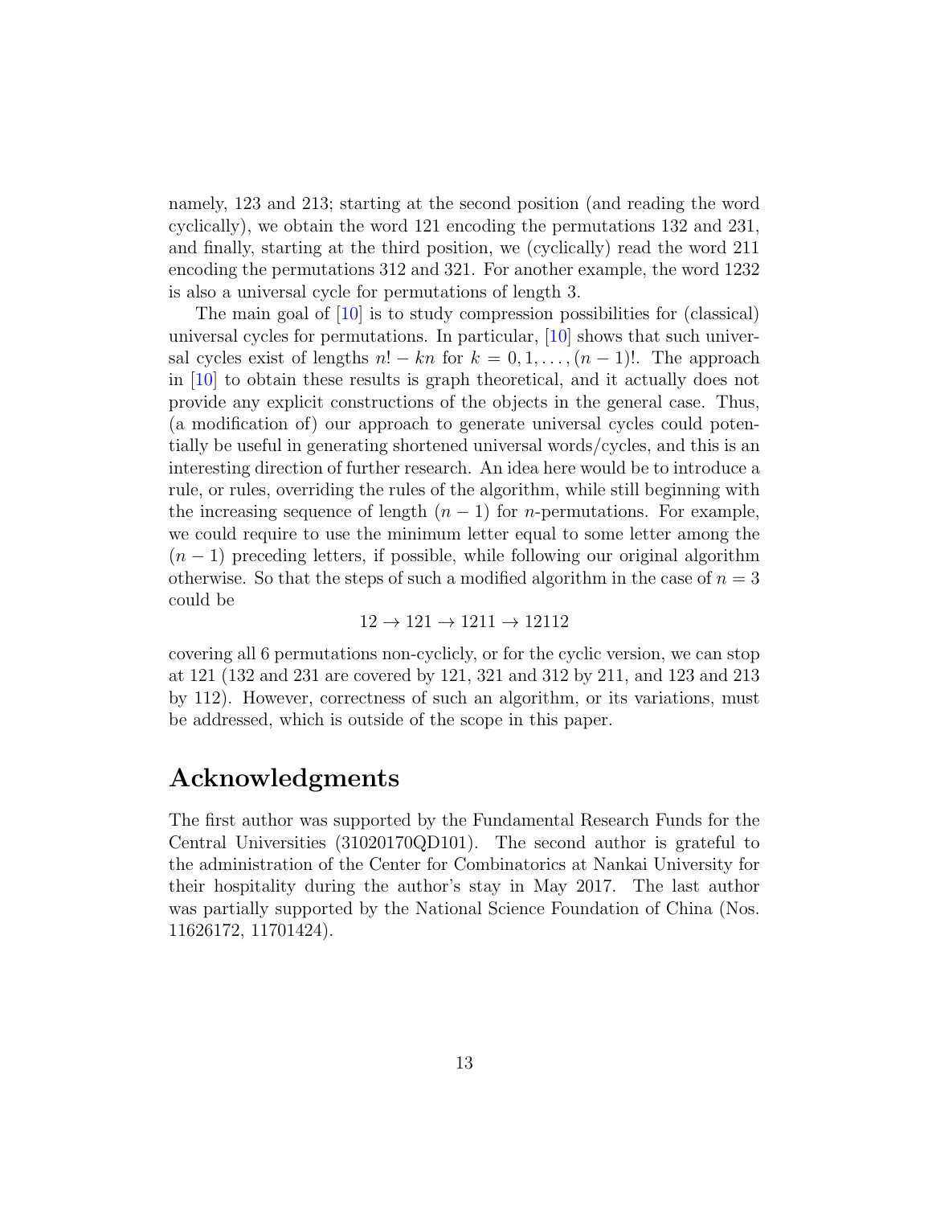namely, 123 and 213; starting at the second position (and reading the word cyclically), we obtain the word 121 encoding the permutations 132 and 231, and finally, starting at the third position, we (cyclically) read the word 211 encoding the permutations 312 and 321. For another example, the word 1232 is also a universal cycle for permutations of length 3.

The main goal of [10] is to study compression possibilities for (classical) universal cycles for permutations. In particular, [10] shows that such universal cycles exist of lengths $n! - kn$ for $k = 0, 1, \ldots, (n-1)!$. The approach in [10] to obtain these results is graph theoretical, and it actually does not provide any explicit constructions of the objects in the general case. Thus, (a modification of) our approach to generate universal cycles could potentially be useful in generating shortened universal words/cycles, and this is an interesting direction of further research. An idea here would be to introduce a rule, or rules, overriding the rules of the algorithm, while still beginning with the increasing sequence of length $(n-1)$ for $n$-permutations. For example, we could require to use the minimum letter equal to some letter among the $(n-1)$ preceding letters, if possible, while following our original algorithm otherwise. So that the steps of such a modified algorithm in the case of $n = 3$ could be

$$12 \to 121 \to 1211 \to 12112$$

covering all 6 permutations non-cyclicly, or for the cyclic version, we can stop at 121 (132 and 231 are covered by 121, 321 and 312 by 211, and 123 and 213 by 112). However, correctness of such an algorithm, or its variations, must be addressed, which is outside of the scope in this paper.

# Acknowledgments

The first author was supported by the Fundamental Research Funds for the Central Universities (31020170QD101). The second author is grateful to the administration of the Center for Combinatorics at Nankai University for their hospitality during the author's stay in May 2017. The last author was partially supported by the National Science Foundation of China (Nos. 11626172, 11701424).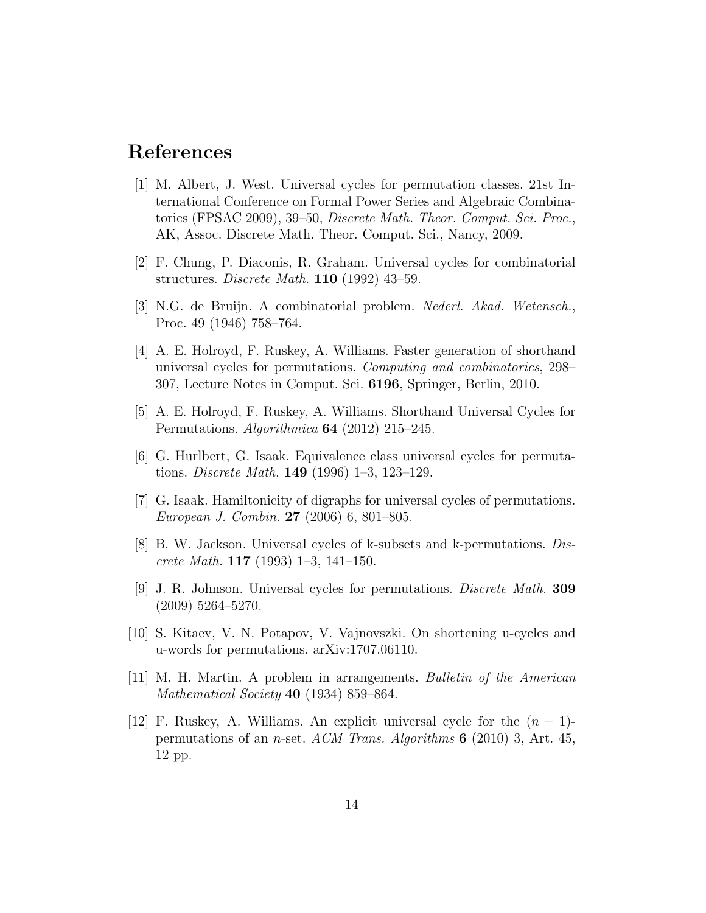# References

[1] M. Albert, J. West. Universal cycles for permutation classes. 21st International Conference on Formal Power Series and Algebraic Combinatorics (FPSAC 2009), 39–50, *Discrete Math. Theor. Comput. Sci. Proc.*, AK, Assoc. Discrete Math. Theor. Comput. Sci., Nancy, 2009.

[2] F. Chung, P. Diaconis, R. Graham. Universal cycles for combinatorial structures. *Discrete Math.* **110** (1992) 43–59.

[3] N.G. de Bruijn. A combinatorial problem. *Nederl. Akad. Wetensch.*, Proc. 49 (1946) 758–764.

[4] A. E. Holroyd, F. Ruskey, A. Williams. Faster generation of shorthand universal cycles for permutations. *Computing and combinatorics*, 298–307, Lecture Notes in Comput. Sci. **6196**, Springer, Berlin, 2010.

[5] A. E. Holroyd, F. Ruskey, A. Williams. Shorthand Universal Cycles for Permutations. *Algorithmica* **64** (2012) 215–245.

[6] G. Hurlbert, G. Isaak. Equivalence class universal cycles for permutations. *Discrete Math.* **149** (1996) 1–3, 123–129.

[7] G. Isaak. Hamiltonicity of digraphs for universal cycles of permutations. *European J. Combin.* **27** (2006) 6, 801–805.

[8] B. W. Jackson. Universal cycles of k-subsets and k-permutations. *Discrete Math.* **117** (1993) 1–3, 141–150.

[9] J. R. Johnson. Universal cycles for permutations. *Discrete Math.* **309** (2009) 5264–5270.

[10] S. Kitaev, V. N. Potapov, V. Vajnovszki. On shortening u-cycles and u-words for permutations. arXiv:1707.06110.

[11] M. H. Martin. A problem in arrangements. *Bulletin of the American Mathematical Society* **40** (1934) 859–864.

[12] F. Ruskey, A. Williams. An explicit universal cycle for the $(n-1)$-permutations of an $n$-set. *ACM Trans. Algorithms* **6** (2010) 3, Art. 45, 12 pp.